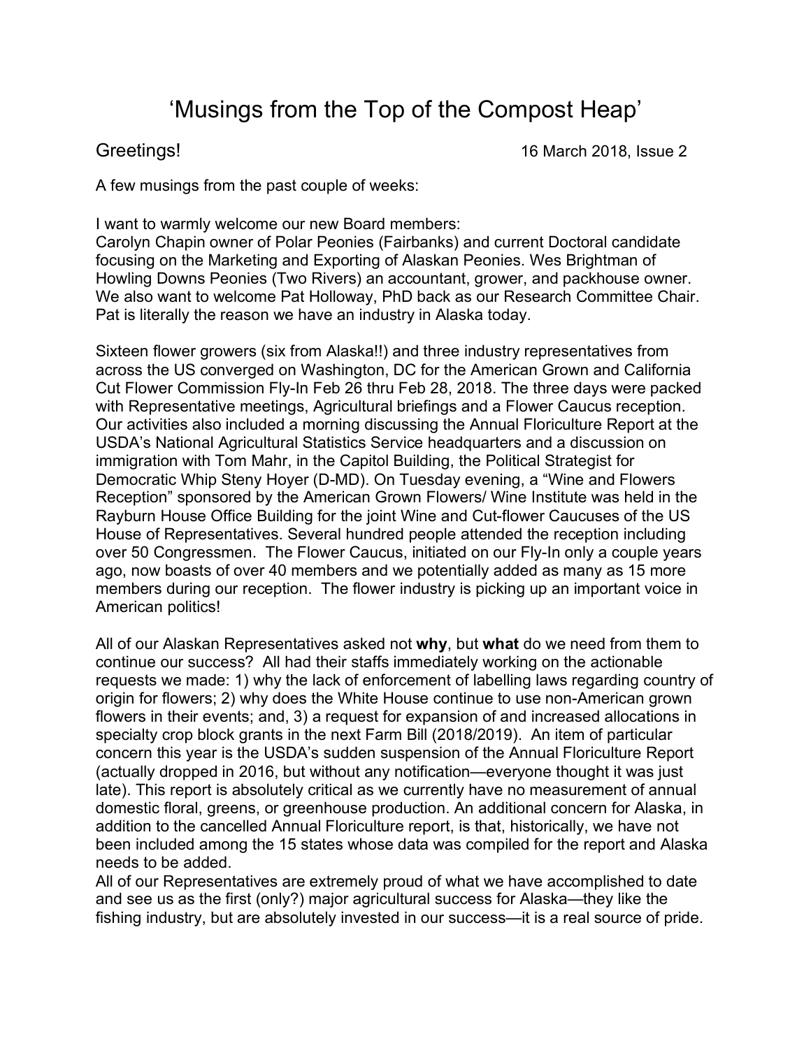# 'Musings from the Top of the Compost Heap'

Greetings! 16 March 2018, Issue 2

A few musings from the past couple of weeks:

I want to warmly welcome our new Board members:
Carolyn Chapin owner of Polar Peonies (Fairbanks) and current Doctoral candidate focusing on the Marketing and Exporting of Alaskan Peonies. Wes Brightman of Howling Downs Peonies (Two Rivers) an accountant, grower, and packhouse owner. We also want to welcome Pat Holloway, PhD back as our Research Committee Chair. Pat is literally the reason we have an industry in Alaska today.

Sixteen flower growers (six from Alaska!!) and three industry representatives from across the US converged on Washington, DC for the American Grown and California Cut Flower Commission Fly-In Feb 26 thru Feb 28, 2018. The three days were packed with Representative meetings, Agricultural briefings and a Flower Caucus reception. Our activities also included a morning discussing the Annual Floriculture Report at the USDA's National Agricultural Statistics Service headquarters and a discussion on immigration with Tom Mahr, in the Capitol Building, the Political Strategist for Democratic Whip Steny Hoyer (D-MD). On Tuesday evening, a "Wine and Flowers Reception" sponsored by the American Grown Flowers/ Wine Institute was held in the Rayburn House Office Building for the joint Wine and Cut-flower Caucuses of the US House of Representatives. Several hundred people attended the reception including over 50 Congressmen. The Flower Caucus, initiated on our Fly-In only a couple years ago, now boasts of over 40 members and we potentially added as many as 15 more members during our reception. The flower industry is picking up an important voice in American politics!

All of our Alaskan Representatives asked not **why**, but **what** do we need from them to continue our success? All had their staffs immediately working on the actionable requests we made: 1) why the lack of enforcement of labelling laws regarding country of origin for flowers; 2) why does the White House continue to use non-American grown flowers in their events; and, 3) a request for expansion of and increased allocations in specialty crop block grants in the next Farm Bill (2018/2019). An item of particular concern this year is the USDA's sudden suspension of the Annual Floriculture Report (actually dropped in 2016, but without any notification—everyone thought it was just late). This report is absolutely critical as we currently have no measurement of annual domestic floral, greens, or greenhouse production. An additional concern for Alaska, in addition to the cancelled Annual Floriculture report, is that, historically, we have not been included among the 15 states whose data was compiled for the report and Alaska needs to be added.
All of our Representatives are extremely proud of what we have accomplished to date and see us as the first (only?) major agricultural success for Alaska—they like the fishing industry, but are absolutely invested in our success—it is a real source of pride.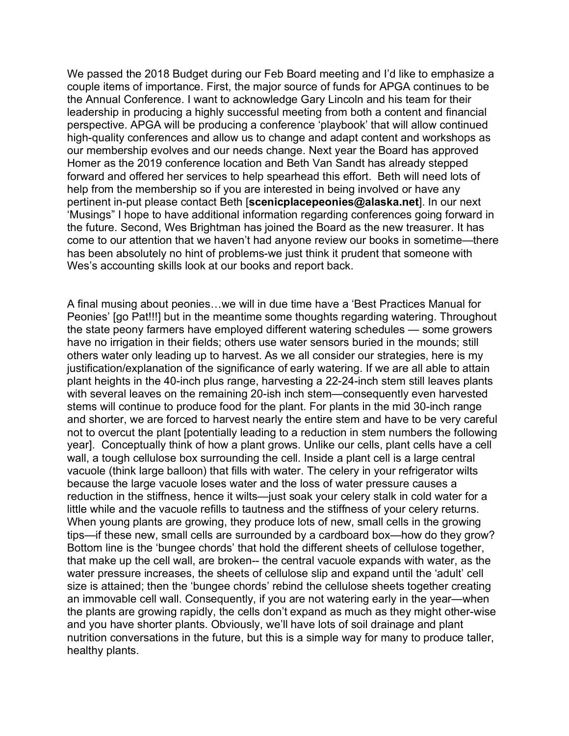We passed the 2018 Budget during our Feb Board meeting and I'd like to emphasize a couple items of importance. First, the major source of funds for APGA continues to be the Annual Conference. I want to acknowledge Gary Lincoln and his team for their leadership in producing a highly successful meeting from both a content and financial perspective. APGA will be producing a conference 'playbook' that will allow continued high-quality conferences and allow us to change and adapt content and workshops as our membership evolves and our needs change. Next year the Board has approved Homer as the 2019 conference location and Beth Van Sandt has already stepped forward and offered her services to help spearhead this effort. Beth will need lots of help from the membership so if you are interested in being involved or have any pertinent in-put please contact Beth [**scenicplacepeonies@alaska.net**]. In our next 'Musings" I hope to have additional information regarding conferences going forward in the future. Second, Wes Brightman has joined the Board as the new treasurer. It has come to our attention that we haven't had anyone review our books in sometime—there has been absolutely no hint of problems-we just think it prudent that someone with Wes's accounting skills look at our books and report back.

A final musing about peonies…we will in due time have a 'Best Practices Manual for Peonies' [go Pat!!!] but in the meantime some thoughts regarding watering. Throughout the state peony farmers have employed different watering schedules — some growers have no irrigation in their fields; others use water sensors buried in the mounds; still others water only leading up to harvest. As we all consider our strategies, here is my justification/explanation of the significance of early watering. If we are all able to attain plant heights in the 40-inch plus range, harvesting a 22-24-inch stem still leaves plants with several leaves on the remaining 20-ish inch stem—consequently even harvested stems will continue to produce food for the plant. For plants in the mid 30-inch range and shorter, we are forced to harvest nearly the entire stem and have to be very careful not to overcut the plant [potentially leading to a reduction in stem numbers the following year]. Conceptually think of how a plant grows. Unlike our cells, plant cells have a cell wall, a tough cellulose box surrounding the cell. Inside a plant cell is a large central vacuole (think large balloon) that fills with water. The celery in your refrigerator wilts because the large vacuole loses water and the loss of water pressure causes a reduction in the stiffness, hence it wilts—just soak your celery stalk in cold water for a little while and the vacuole refills to tautness and the stiffness of your celery returns. When young plants are growing, they produce lots of new, small cells in the growing tips—if these new, small cells are surrounded by a cardboard box—how do they grow? Bottom line is the 'bungee chords' that hold the different sheets of cellulose together, that make up the cell wall, are broken-- the central vacuole expands with water, as the water pressure increases, the sheets of cellulose slip and expand until the 'adult' cell size is attained; then the 'bungee chords' rebind the cellulose sheets together creating an immovable cell wall. Consequently, if you are not watering early in the year—when the plants are growing rapidly, the cells don't expand as much as they might other-wise and you have shorter plants. Obviously, we'll have lots of soil drainage and plant nutrition conversations in the future, but this is a simple way for many to produce taller, healthy plants.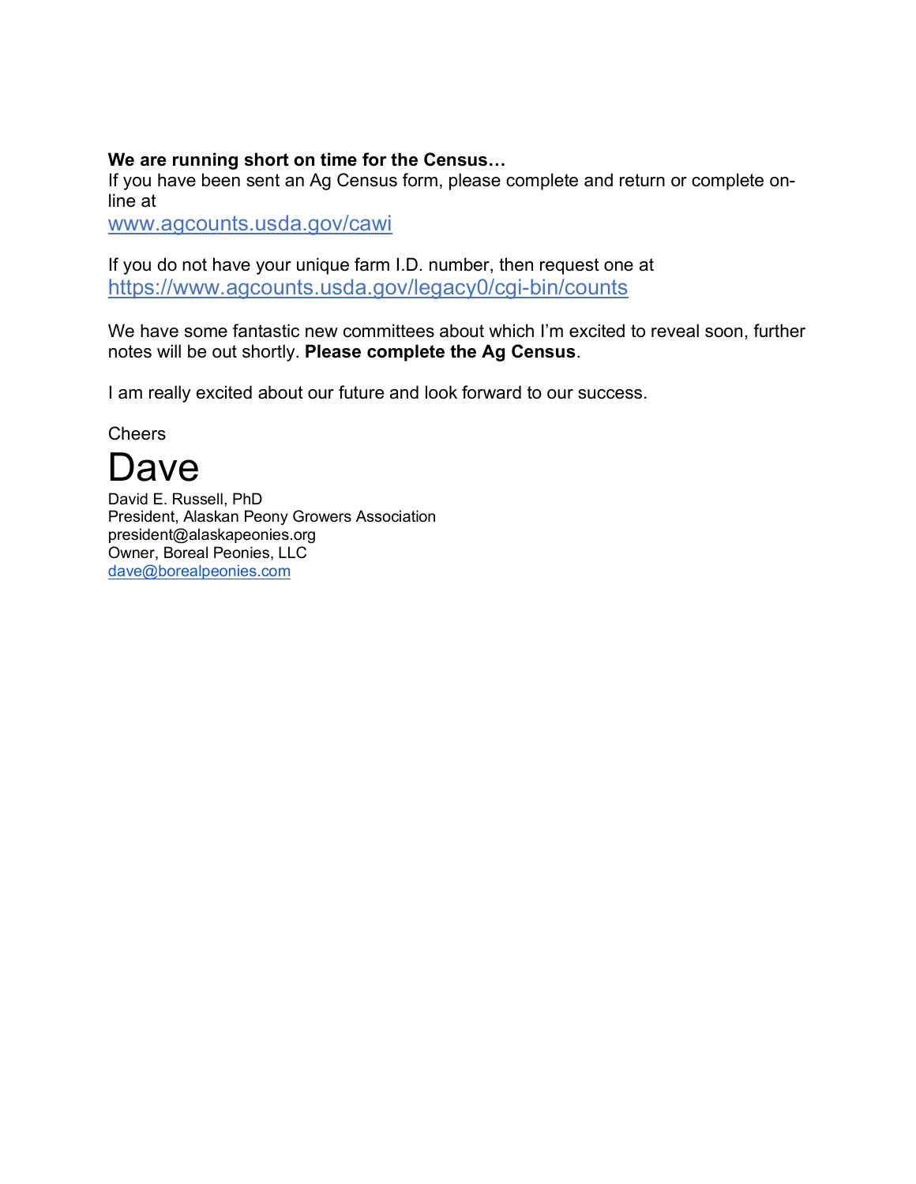**We are running short on time for the Census…**
If you have been sent an Ag Census form, please complete and return or complete on-line at
www.agcounts.usda.gov/cawi

If you do not have your unique farm I.D. number, then request one at
https://www.agcounts.usda.gov/legacy0/cgi-bin/counts

We have some fantastic new committees about which I'm excited to reveal soon, further notes will be out shortly. **Please complete the Ag Census**.

I am really excited about our future and look forward to our success.

Cheers

Dave

David E. Russell, PhD
President, Alaskan Peony Growers Association
president@alaskapeonies.org
Owner, Boreal Peonies, LLC
dave@borealpeonies.com